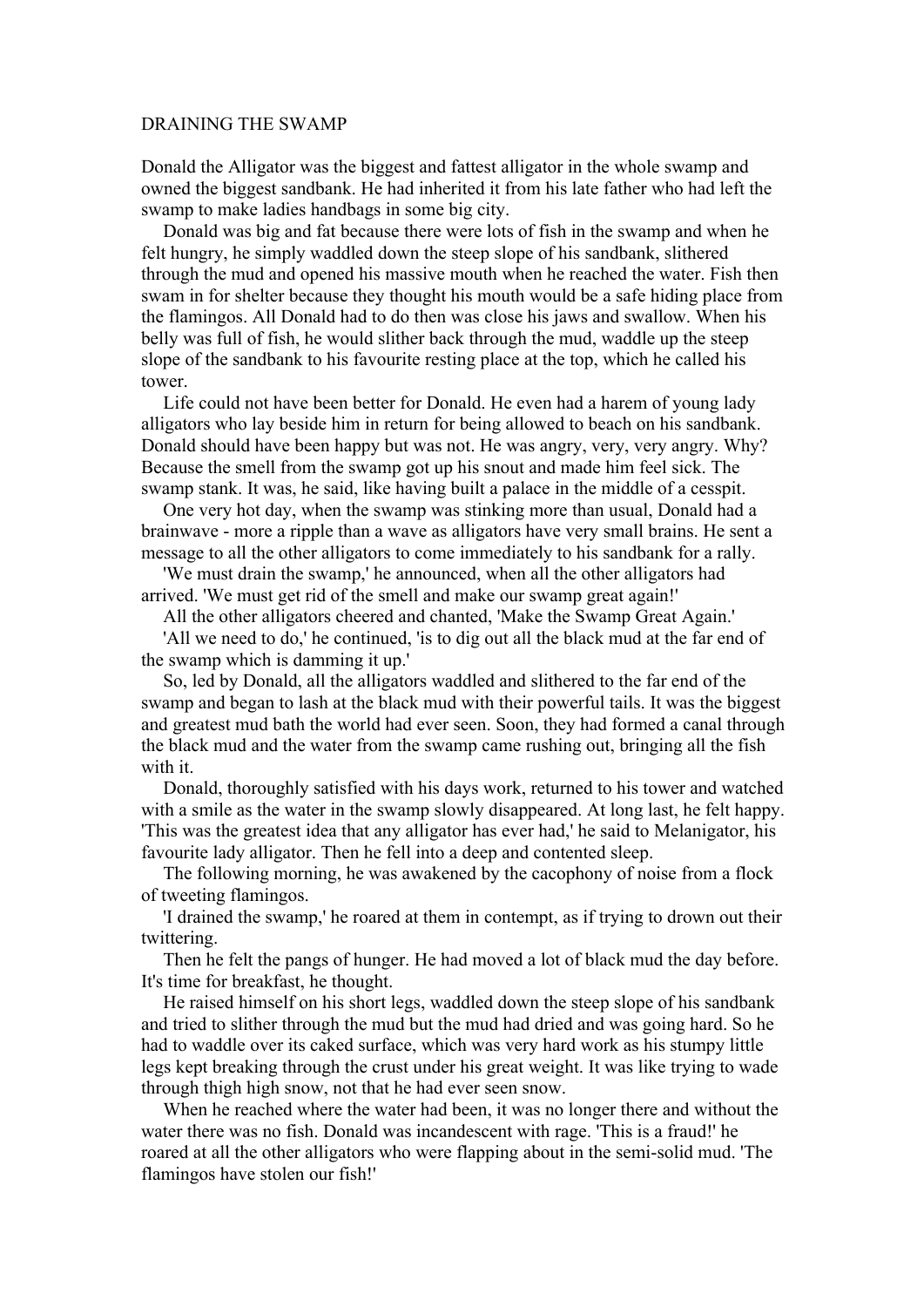# DRAINING THE SWAMP

Donald the Alligator was the biggest and fattest alligator in the whole swamp and owned the biggest sandbank. He had inherited it from his late father who had left the swamp to make ladies handbags in some big city.

Donald was big and fat because there were lots of fish in the swamp and when he felt hungry, he simply waddled down the steep slope of his sandbank, slithered through the mud and opened his massive mouth when he reached the water. Fish then swam in for shelter because they thought his mouth would be a safe hiding place from the flamingos. All Donald had to do then was close his jaws and swallow. When his belly was full of fish, he would slither back through the mud, waddle up the steep slope of the sandbank to his favourite resting place at the top, which he called his tower.

Life could not have been better for Donald. He even had a harem of young lady alligators who lay beside him in return for being allowed to beach on his sandbank. Donald should have been happy but was not. He was angry, very, very angry. Why? Because the smell from the swamp got up his snout and made him feel sick. The swamp stank. It was, he said, like having built a palace in the middle of a cesspit.

One very hot day, when the swamp was stinking more than usual, Donald had a brainwave - more a ripple than a wave as alligators have very small brains. He sent a message to all the other alligators to come immediately to his sandbank for a rally.

'We must drain the swamp,' he announced, when all the other alligators had arrived. 'We must get rid of the smell and make our swamp great again!'

All the other alligators cheered and chanted, 'Make the Swamp Great Again.'

'All we need to do,' he continued, 'is to dig out all the black mud at the far end of the swamp which is damming it up.'

So, led by Donald, all the alligators waddled and slithered to the far end of the swamp and began to lash at the black mud with their powerful tails. It was the biggest and greatest mud bath the world had ever seen. Soon, they had formed a canal through the black mud and the water from the swamp came rushing out, bringing all the fish with it.

Donald, thoroughly satisfied with his days work, returned to his tower and watched with a smile as the water in the swamp slowly disappeared. At long last, he felt happy. 'This was the greatest idea that any alligator has ever had,' he said to Melanigator, his favourite lady alligator. Then he fell into a deep and contented sleep.

The following morning, he was awakened by the cacophony of noise from a flock of tweeting flamingos.

'I drained the swamp,' he roared at them in contempt, as if trying to drown out their twittering.

Then he felt the pangs of hunger. He had moved a lot of black mud the day before. It's time for breakfast, he thought.

He raised himself on his short legs, waddled down the steep slope of his sandbank and tried to slither through the mud but the mud had dried and was going hard. So he had to waddle over its caked surface, which was very hard work as his stumpy little legs kept breaking through the crust under his great weight. It was like trying to wade through thigh high snow, not that he had ever seen snow.

When he reached where the water had been, it was no longer there and without the water there was no fish. Donald was incandescent with rage. 'This is a fraud!' he roared at all the other alligators who were flapping about in the semi-solid mud. 'The flamingos have stolen our fish!'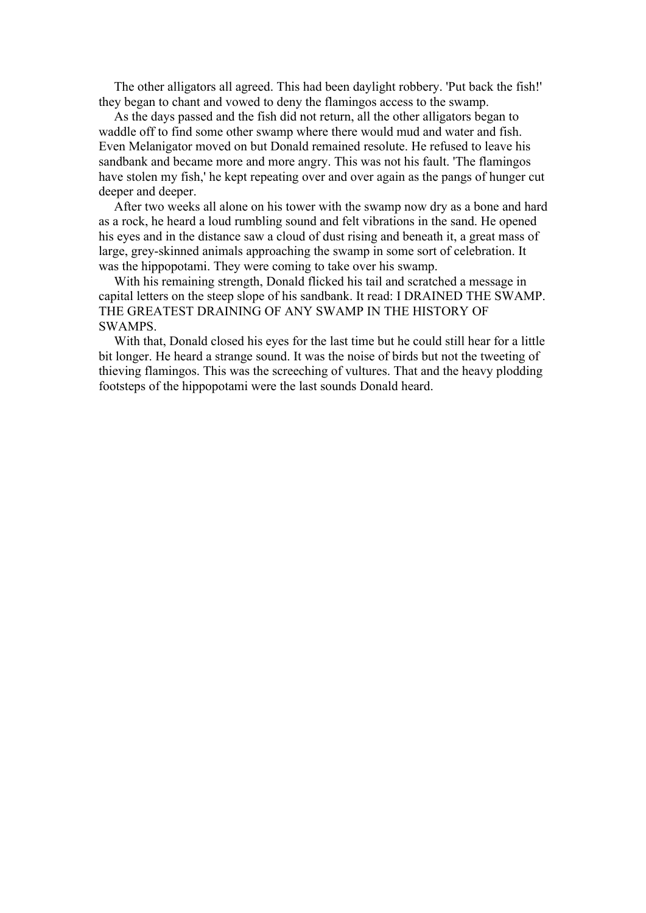The other alligators all agreed. This had been daylight robbery. 'Put back the fish!' they began to chant and vowed to deny the flamingos access to the swamp.

As the days passed and the fish did not return, all the other alligators began to waddle off to find some other swamp where there would mud and water and fish. Even Melanigator moved on but Donald remained resolute. He refused to leave his sandbank and became more and more angry. This was not his fault. 'The flamingos have stolen my fish,' he kept repeating over and over again as the pangs of hunger cut deeper and deeper.

After two weeks all alone on his tower with the swamp now dry as a bone and hard as a rock, he heard a loud rumbling sound and felt vibrations in the sand. He opened his eyes and in the distance saw a cloud of dust rising and beneath it, a great mass of large, grey-skinned animals approaching the swamp in some sort of celebration. It was the hippopotami. They were coming to take over his swamp.

With his remaining strength, Donald flicked his tail and scratched a message in capital letters on the steep slope of his sandbank. It read: I DRAINED THE SWAMP. THE GREATEST DRAINING OF ANY SWAMP IN THE HISTORY OF SWAMPS.

With that, Donald closed his eyes for the last time but he could still hear for a little bit longer. He heard a strange sound. It was the noise of birds but not the tweeting of thieving flamingos. This was the screeching of vultures. That and the heavy plodding footsteps of the hippopotami were the last sounds Donald heard.